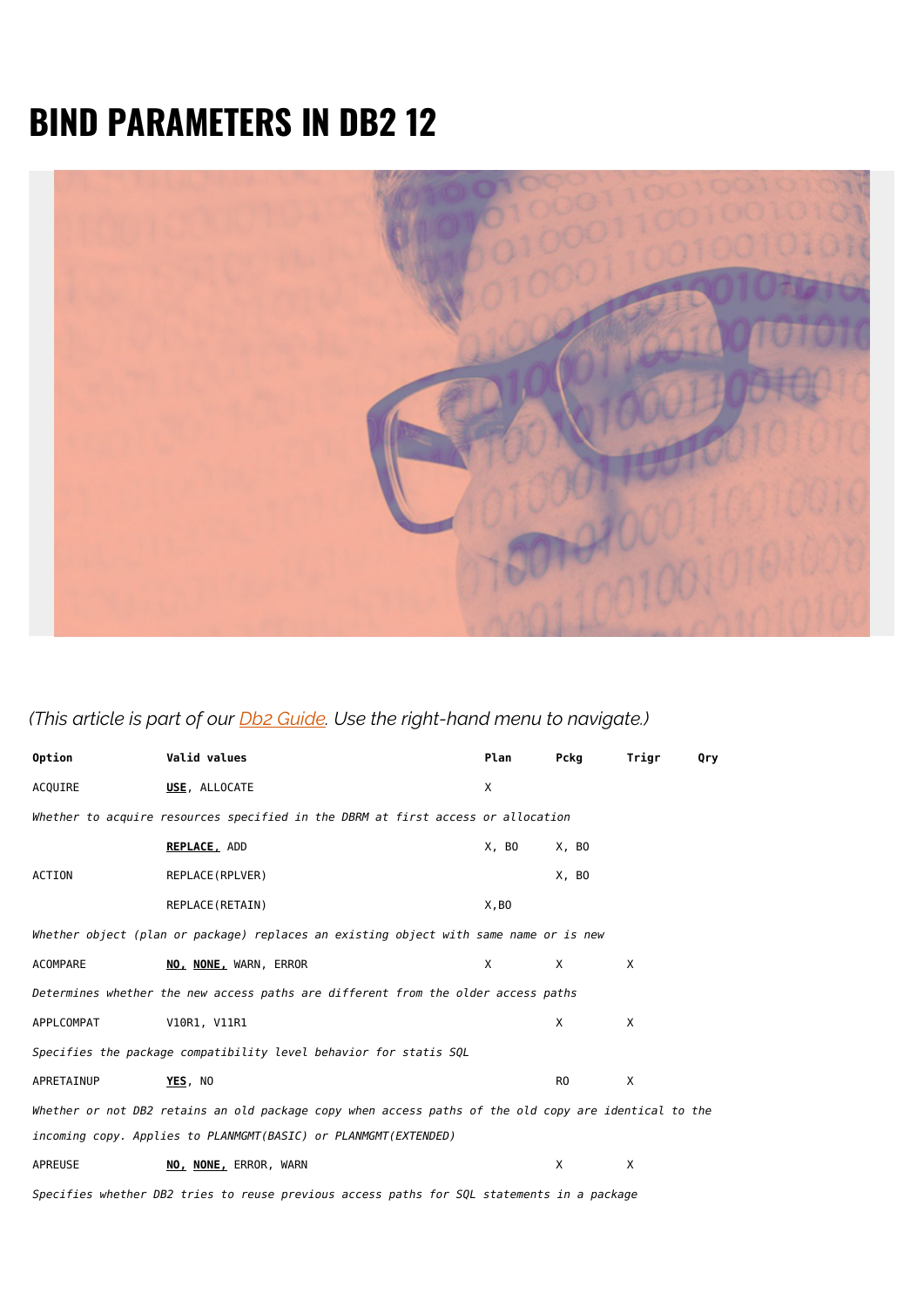# BIND PARAMETERS IN DB2 12

*(This article is part of our Db2 Guide. Use the right-hand menu to navigate.)*

| Option | Valid values | Plan | Pckg | Trigr | Qry |
|---|---|---|---|---|---|
| ACQUIRE | **USE**, ALLOCATE | X | | | |
| *Whether to acquire resources specified in the DBRM at first access or allocation* | | | | | |
| | **REPLACE,** ADD | X, BO | X, BO | | |
| ACTION | REPLACE(RPLVER) | | X, BO | | |
| | REPLACE(RETAIN) | X,BO | | | |
| *Whether object (plan or package) replaces an existing object with same name or is new* | | | | | |
| ACOMPARE | **NO, NONE,** WARN, ERROR | X | X | X | |
| *Determines whether the new access paths are different from the older access paths* | | | | | |
| APPLCOMPAT | V10R1, V11R1 | | X | X | |
| *Specifies the package compatibility level behavior for statis SQL* | | | | | |
| APRETAINUP | **YES**, NO | | RO | X | |
| *Whether or not DB2 retains an old package copy when access paths of the old copy are identical to the incoming copy. Applies to PLANMGMT(BASIC) or PLANMGMT(EXTENDED)* | | | | | |
| APREUSE | **NO, NONE,** ERROR, WARN | | X | X | |
| *Specifies whether DB2 tries to reuse previous access paths for SQL statements in a package* | | | | | |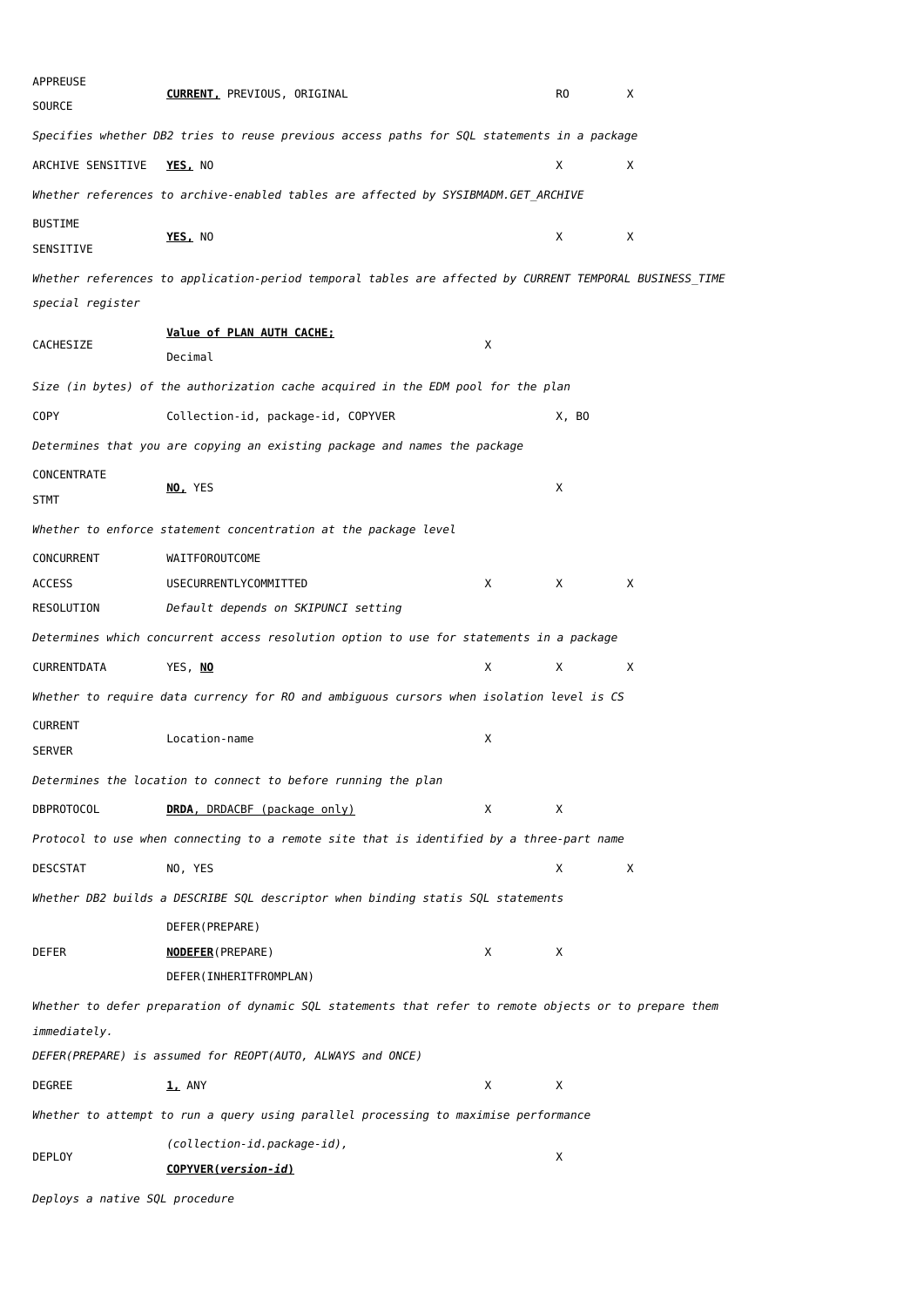| | | | | |
|---|---|---|---|---|
| APPREUSE SOURCE | **CURRENT,** PREVIOUS, ORIGINAL | | RO | X |
| *Specifies whether DB2 tries to reuse previous access paths for SQL statements in a package* | | | | |
| ARCHIVE SENSITIVE | **YES,** NO | | X | X |
| *Whether references to archive-enabled tables are affected by SYSIBMADM.GET_ARCHIVE* | | | | |
| BUSTIME SENSITIVE | **YES,** NO | | X | X |
| *Whether references to application-period temporal tables are affected by CURRENT TEMPORAL BUSINESS_TIME special register* | | | | |
| CACHESIZE | **Value of PLAN AUTH CACHE;** Decimal | X | | |
| *Size (in bytes) of the authorization cache acquired in the EDM pool for the plan* | | | | |
| COPY | Collection-id, package-id, COPYVER | | X, BO | |
| *Determines that you are copying an existing package and names the package* | | | | |
| CONCENTRATE STMT | **NO,** YES | | X | |
| *Whether to enforce statement concentration at the package level* | | | | |
| CONCURRENT ACCESS RESOLUTION | WAITFOROUTCOME USECURRENTLYCOMMITTED *Default depends on SKIPUNCI setting* | X | X | X |
| *Determines which concurrent access resolution option to use for statements in a package* | | | | |
| CURRENTDATA | YES, **NO** | X | X | X |
| *Whether to require data currency for RO and ambiguous cursors when isolation level is CS* | | | | |
| CURRENT SERVER | Location-name | X | | |
| *Determines the location to connect to before running the plan* | | | | |
| DBPROTOCOL | **DRDA**, DRDACBF (package only) | X | X | |
| *Protocol to use when connecting to a remote site that is identified by a three-part name* | | | | |
| DESCSTAT | NO, YES | | X | X |
| *Whether DB2 builds a DESCRIBE SQL descriptor when binding statis SQL statements* | | | | |
| DEFER | DEFER(PREPARE) **NODEFER**(PREPARE) DEFER(INHERITFROMPLAN) | X | X | |
| *Whether to defer preparation of dynamic SQL statements that refer to remote objects or to prepare them immediately.* *DEFER(PREPARE) is assumed for REOPT(AUTO, ALWAYS and ONCE)* | | | | |
| DEGREE | **1,** ANY | X | X | |
| *Whether to attempt to run a query using parallel processing to maximise performance* | | | | |
| DEPLOY | *(collection-id.package-id),* **COPYVER(*version-id*)** | | X | |
| *Deploys a native SQL procedure* | | | | |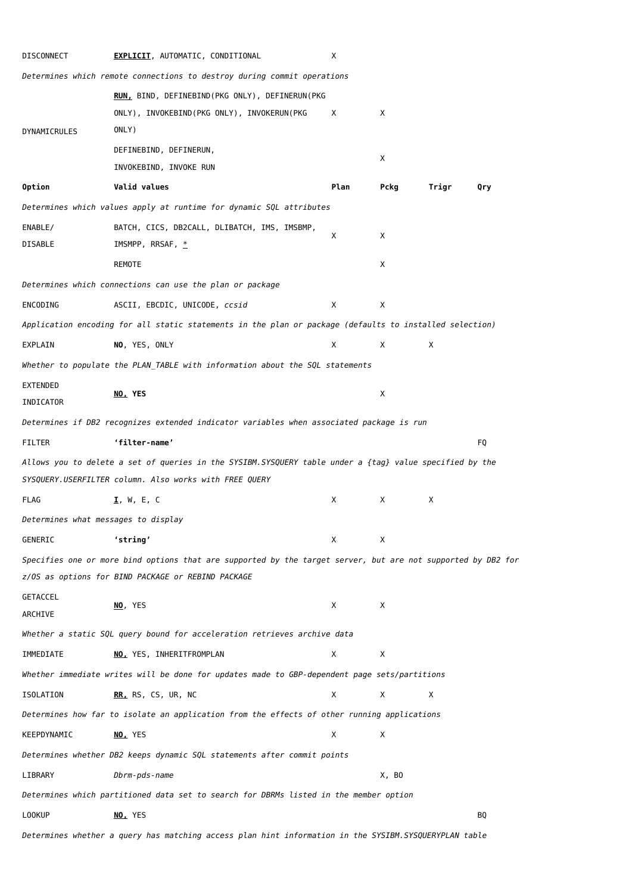| Option | Valid values | Plan | Pckg | Trigr | Qry |
|---|---|---|---|---|---|
| DISCONNECT | **EXPLICIT**, AUTOMATIC, CONDITIONAL | X | | | |
| *Determines which remote connections to destroy during commit operations* | | | | | |
| DYNAMICRULES | **RUN,** BIND, DEFINEBIND(PKG ONLY), DEFINERUN(PKG ONLY), INVOKEBIND(PKG ONLY), INVOKERUN(PKG ONLY) | X | X | | |
| | DEFINEBIND, DEFINERUN, INVOKEBIND, INVOKE RUN | | X | | |
| **Option** | **Valid values** | **Plan** | **Pckg** | **Trigr** | **Qry** |
| *Determines which values apply at runtime for dynamic SQL attributes* | | | | | |
| ENABLE/ DISABLE | BATCH, CICS, DB2CALL, DLIBATCH, IMS, IMSBMP, IMSMPP, RRSAF, * | X | X | | |
| | REMOTE | | X | | |
| *Determines which connections can use the plan or package* | | | | | |
| ENCODING | ASCII, EBCDIC, UNICODE, *ccsid* | X | X | | |
| *Application encoding for all static statements in the plan or package (defaults to installed selection)* | | | | | |
| EXPLAIN | **NO**, YES, ONLY | X | X | X | |
| *Whether to populate the PLAN_TABLE with information about the SQL statements* | | | | | |
| EXTENDED INDICATOR | **NO, YES** | | X | | |
| *Determines if DB2 recognizes extended indicator variables when associated package is run* | | | | | |
| FILTER | **'filter-name'** | | | | FQ |
| *Allows you to delete a set of queries in the SYSIBM.SYSQUERY table under a {tag} value specified by the SYSQUERY.USERFILTER column. Also works with FREE QUERY* | | | | | |
| FLAG | **I**, W, E, C | X | X | X | |
| *Determines what messages to display* | | | | | |
| GENERIC | **'string'** | X | X | | |
| *Specifies one or more bind options that are supported by the target server, but are not supported by DB2 for z/OS as options for BIND PACKAGE or REBIND PACKAGE* | | | | | |
| GETACCEL ARCHIVE | **NO**, YES | X | X | | |
| *Whether a static SQL query bound for acceleration retrieves archive data* | | | | | |
| IMMEDIATE | **NO,** YES, INHERITFROMPLAN | X | X | | |
| *Whether immediate writes will be done for updates made to GBP-dependent page sets/partitions* | | | | | |
| ISOLATION | **RR,** RS, CS, UR, NC | X | X | X | |
| *Determines how far to isolate an application from the effects of other running applications* | | | | | |
| KEEPDYNAMIC | **NO,** YES | X | X | | |
| *Determines whether DB2 keeps dynamic SQL statements after commit points* | | | | | |
| LIBRARY | *Dbrm-pds-name* | | X, BO | | |
| *Determines which partitioned data set to search for DBRMs listed in the member option* | | | | | |
| LOOKUP | **NO,** YES | | | | BQ |
| *Determines whether a query has matching access plan hint information in the SYSIBM.SYSQUERYPLAN table* | | | | | |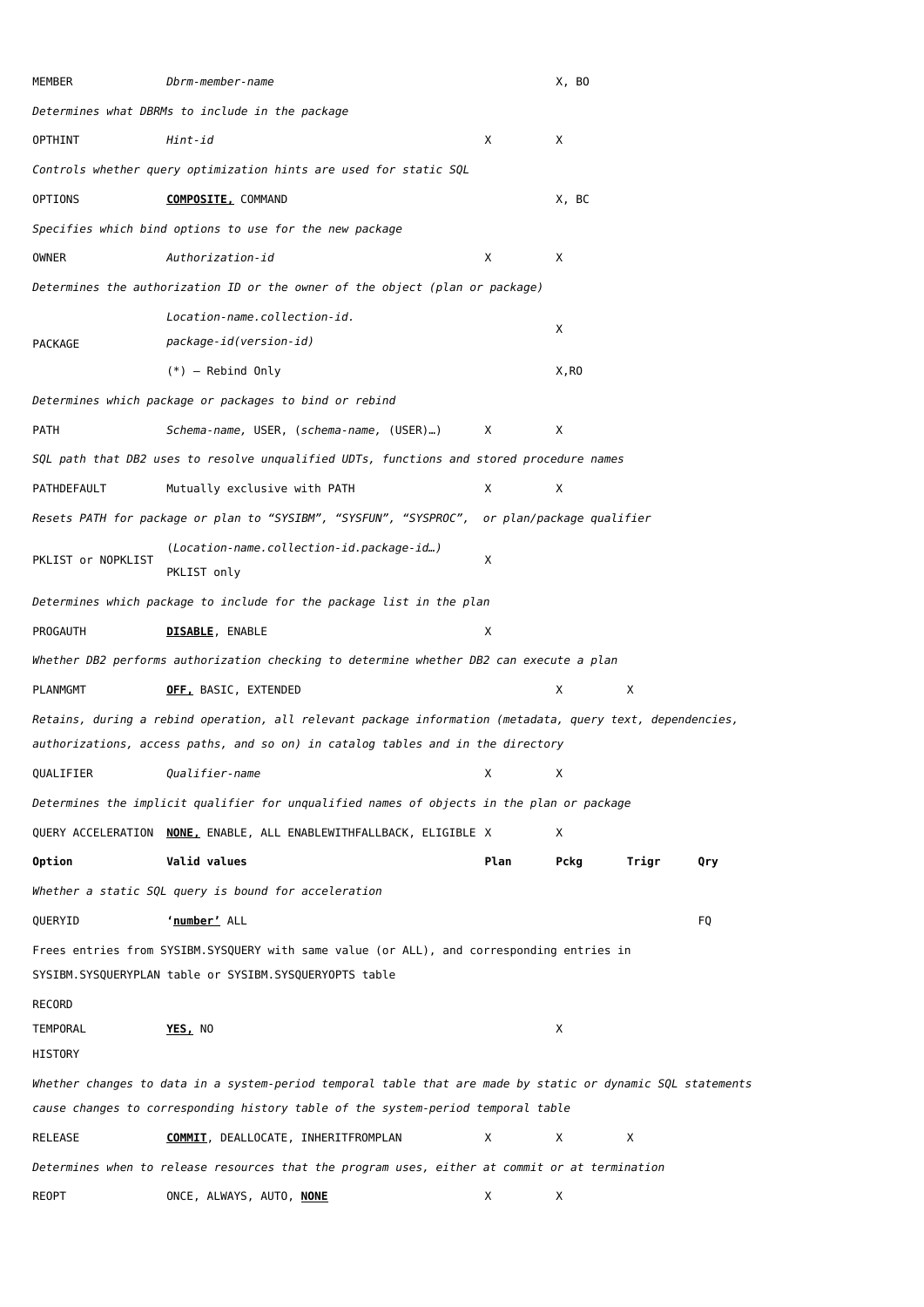| Option | Valid values | Plan | Pckg | Trigr | Qry |
|---|---|---|---|---|---|
| MEMBER | *Dbrm-member-name* | | X, BO | | |
| *Determines what DBRMs to include in the package* | | | | | |
| OPTHINT | *Hint-id* | X | X | | |
| *Controls whether query optimization hints are used for static SQL* | | | | | |
| OPTIONS | **COMPOSITE,** COMMAND | | X, BC | | |
| *Specifies which bind options to use for the new package* | | | | | |
| OWNER | *Authorization-id* | X | X | | |
| *Determines the authorization ID or the owner of the object (plan or package)* | | | | | |
| PACKAGE | *Location-name.collection-id. package-id(version-id)* | | X | | |
| | (*) – Rebind Only | | X,RO | | |
| *Determines which package or packages to bind or rebind* | | | | | |
| PATH | *Schema-name*, USER, (*schema-name*, (USER)…) | X | X | | |
| *SQL path that DB2 uses to resolve unqualified UDTs, functions and stored procedure names* | | | | | |
| PATHDEFAULT | Mutually exclusive with PATH | X | X | | |
| *Resets PATH for package or plan to "SYSIBM", "SYSFUN", "SYSPROC", or plan/package qualifier* | | | | | |
| PKLIST or NOPKLIST | (*Location-name.collection-id.package-id…*) PKLIST only | X | | | |
| *Determines which package to include for the package list in the plan* | | | | | |
| PROGAUTH | **DISABLE**, ENABLE | X | | | |
| *Whether DB2 performs authorization checking to determine whether DB2 can execute a plan* | | | | | |
| PLANMGMT | **OFF,** BASIC, EXTENDED | | X | X | |
| *Retains, during a rebind operation, all relevant package information (metadata, query text, dependencies, authorizations, access paths, and so on) in catalog tables and in the directory* | | | | | |
| QUALIFIER | *Qualifier-name* | X | X | | |
| *Determines the implicit qualifier for unqualified names of objects in the plan or package* | | | | | |
| QUERY ACCELERATION | **NONE,** ENABLE, ALL ENABLEWITHFALLBACK, ELIGIBLE | X | X | | |
| *Whether a static SQL query is bound for acceleration* | | | | | |
| QUERYID | **'number'** ALL | | | | FQ |
| Frees entries from SYSIBM.SYSQUERY with same value (or ALL), and corresponding entries in SYSIBM.SYSQUERYPLAN table or SYSIBM.SYSQUERYOPTS table | | | | | |
| RECORD TEMPORAL HISTORY | **YES,** NO | | X | | |
| *Whether changes to data in a system-period temporal table that are made by static or dynamic SQL statements cause changes to corresponding history table of the system-period temporal table* | | | | | |
| RELEASE | **COMMIT**, DEALLOCATE, INHERITFROMPLAN | X | X | X | |
| *Determines when to release resources that the program uses, either at commit or at termination* | | | | | |
| REOPT | ONCE, ALWAYS, AUTO, **NONE** | X | X | | |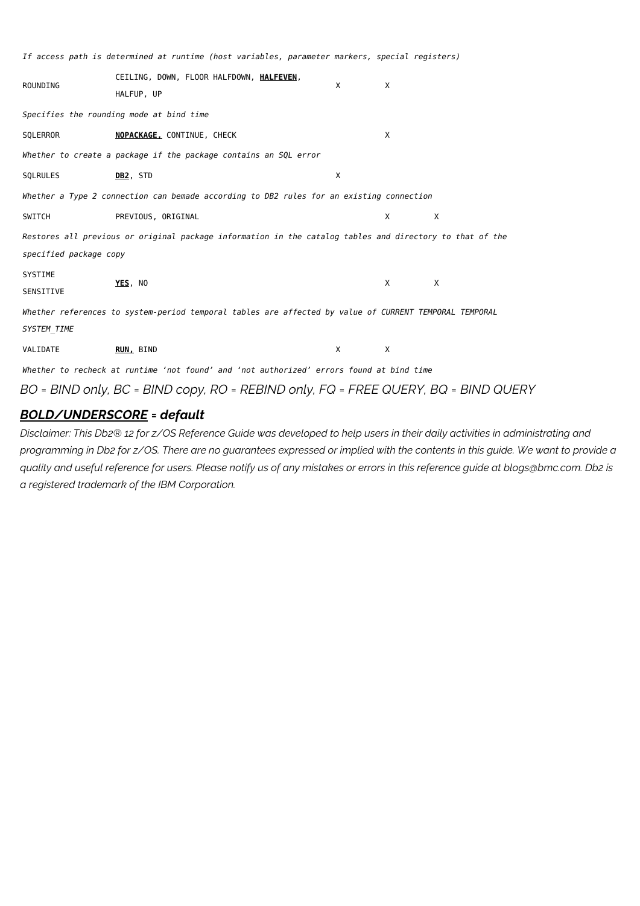*If access path is determined at runtime (host variables, parameter markers, special registers)*

| | | | | |
|---|---|---|---|---|
| ROUNDING | CEILING, DOWN, FLOOR HALFDOWN, **HALFEVEN**, HALFUP, UP | X | X | |
| *Specifies the rounding mode at bind time* | | | | |
| SQLERROR | **NOPACKAGE,** CONTINUE, CHECK | | X | |
| *Whether to create a package if the package contains an SQL error* | | | | |
| SQLRULES | **DB2**, STD | X | | |
| *Whether a Type 2 connection can bemade according to DB2 rules for an existing connection* | | | | |
| SWITCH | PREVIOUS, ORIGINAL | | X | X |
| *Restores all previous or original package information in the catalog tables and directory to that of the specified package copy* | | | | |
| SYSTIME SENSITIVE | **YES**, NO | | X | X |
| *Whether references to system-period temporal tables are affected by value of CURRENT TEMPORAL TEMPORAL SYSTEM_TIME* | | | | |
| VALIDATE | **RUN,** BIND | X | X | |
| *Whether to recheck at runtime 'not found' and 'not authorized' errors found at bind time* | | | | |

*BO = BIND only, BC = BIND copy, RO = REBIND only, FQ = FREE QUERY, BQ = BIND QUERY*

***BOLD/UNDERSCORE = default***

*Disclaimer: This Db2® 12 for z/OS Reference Guide was developed to help users in their daily activities in administrating and programming in Db2 for z/OS. There are no guarantees expressed or implied with the contents in this guide. We want to provide a quality and useful reference for users. Please notify us of any mistakes or errors in this reference guide at blogs@bmc.com. Db2 is a registered trademark of the IBM Corporation.*